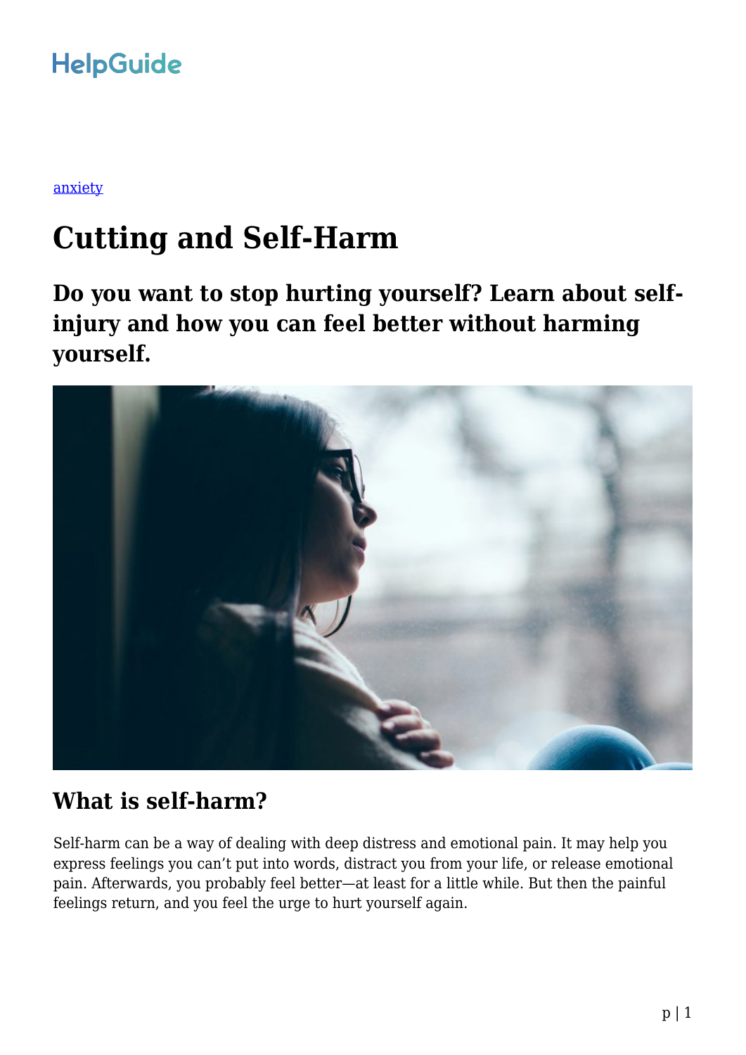HelpGuide

[anxiety](#)

# Cutting and Self-Harm

## Do you want to stop hurting yourself? Learn about self-injury and how you can feel better without harming yourself.

## What is self-harm?

Self-harm can be a way of dealing with deep distress and emotional pain. It may help you express feelings you can't put into words, distract you from your life, or release emotional pain. Afterwards, you probably feel better—at least for a little while. But then the painful feelings return, and you feel the urge to hurt yourself again.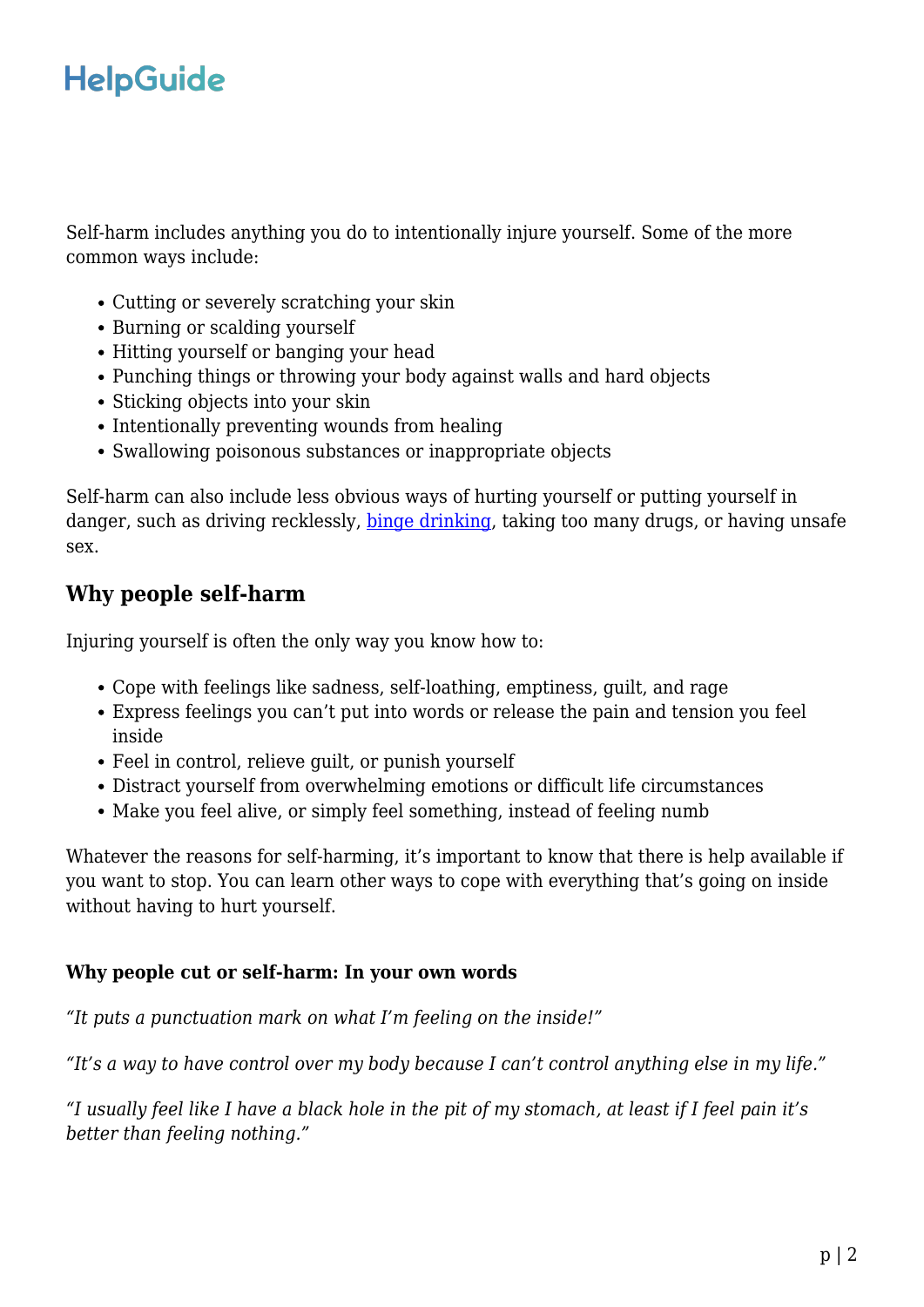Self-harm includes anything you do to intentionally injure yourself. Some of the more common ways include:

- Cutting or severely scratching your skin
- Burning or scalding yourself
- Hitting yourself or banging your head
- Punching things or throwing your body against walls and hard objects
- Sticking objects into your skin
- Intentionally preventing wounds from healing
- Swallowing poisonous substances or inappropriate objects

Self-harm can also include less obvious ways of hurting yourself or putting yourself in danger, such as driving recklessly, binge drinking, taking too many drugs, or having unsafe sex.

## Why people self-harm

Injuring yourself is often the only way you know how to:

- Cope with feelings like sadness, self-loathing, emptiness, guilt, and rage
- Express feelings you can't put into words or release the pain and tension you feel inside
- Feel in control, relieve guilt, or punish yourself
- Distract yourself from overwhelming emotions or difficult life circumstances
- Make you feel alive, or simply feel something, instead of feeling numb

Whatever the reasons for self-harming, it's important to know that there is help available if you want to stop. You can learn other ways to cope with everything that's going on inside without having to hurt yourself.

### Why people cut or self-harm: In your own words

*"It puts a punctuation mark on what I'm feeling on the inside!"*

*"It's a way to have control over my body because I can't control anything else in my life."*

*"I usually feel like I have a black hole in the pit of my stomach, at least if I feel pain it's better than feeling nothing."*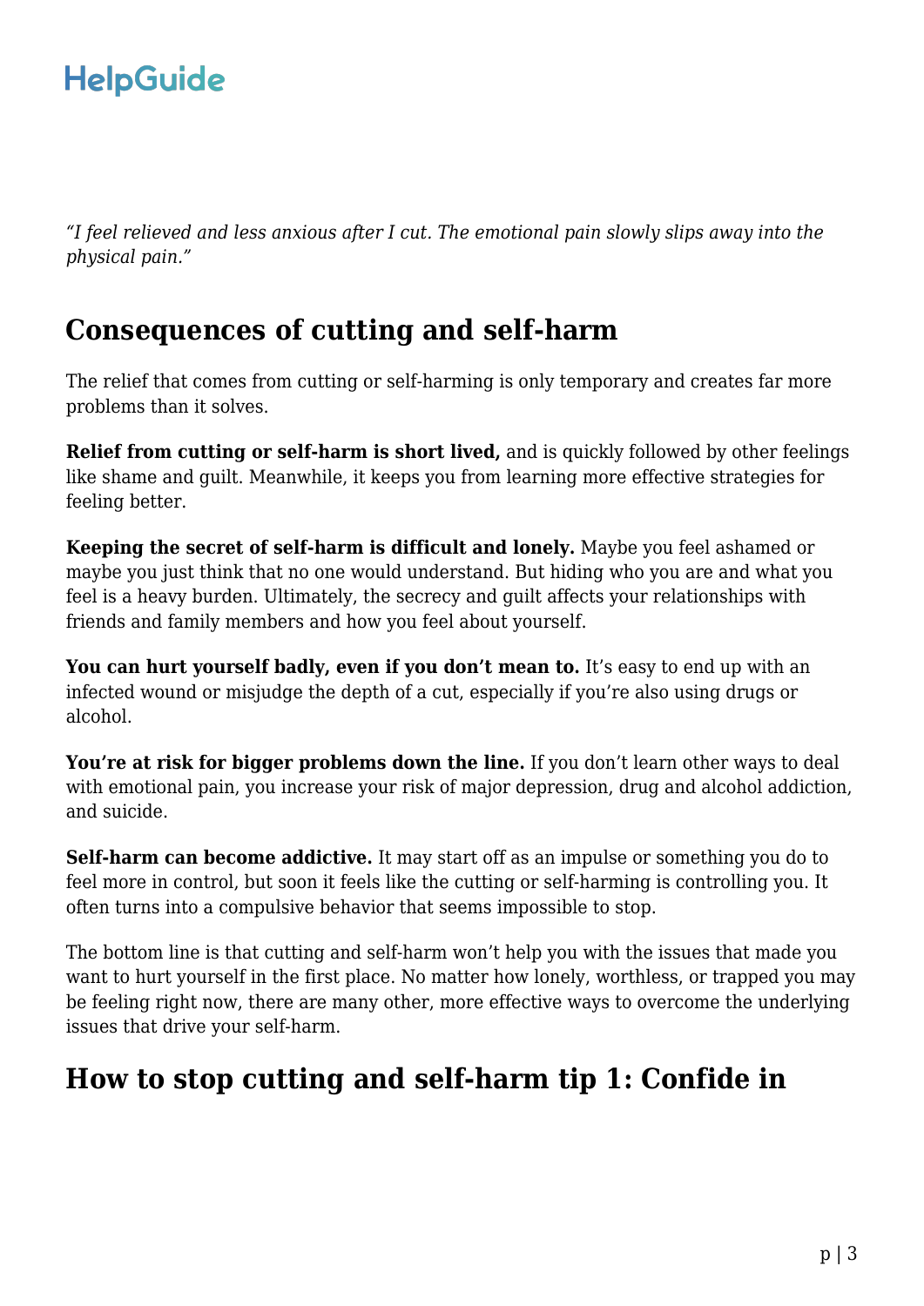*"I feel relieved and less anxious after I cut. The emotional pain slowly slips away into the physical pain."*

## Consequences of cutting and self-harm

The relief that comes from cutting or self-harming is only temporary and creates far more problems than it solves.

**Relief from cutting or self-harm is short lived,** and is quickly followed by other feelings like shame and guilt. Meanwhile, it keeps you from learning more effective strategies for feeling better.

**Keeping the secret of self-harm is difficult and lonely.** Maybe you feel ashamed or maybe you just think that no one would understand. But hiding who you are and what you feel is a heavy burden. Ultimately, the secrecy and guilt affects your relationships with friends and family members and how you feel about yourself.

**You can hurt yourself badly, even if you don't mean to.** It's easy to end up with an infected wound or misjudge the depth of a cut, especially if you're also using drugs or alcohol.

**You're at risk for bigger problems down the line.** If you don't learn other ways to deal with emotional pain, you increase your risk of major depression, drug and alcohol addiction, and suicide.

**Self-harm can become addictive.** It may start off as an impulse or something you do to feel more in control, but soon it feels like the cutting or self-harming is controlling you. It often turns into a compulsive behavior that seems impossible to stop.

The bottom line is that cutting and self-harm won't help you with the issues that made you want to hurt yourself in the first place. No matter how lonely, worthless, or trapped you may be feeling right now, there are many other, more effective ways to overcome the underlying issues that drive your self-harm.

## How to stop cutting and self-harm tip 1: Confide in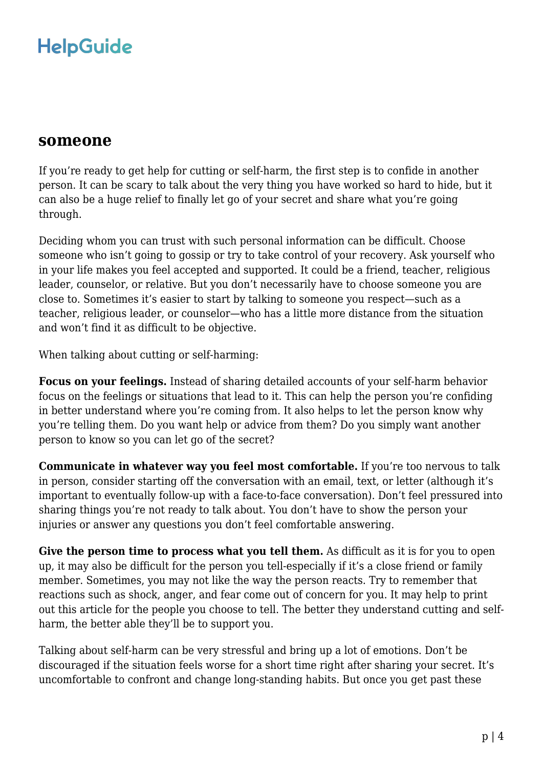## someone

If you're ready to get help for cutting or self-harm, the first step is to confide in another person. It can be scary to talk about the very thing you have worked so hard to hide, but it can also be a huge relief to finally let go of your secret and share what you're going through.

Deciding whom you can trust with such personal information can be difficult. Choose someone who isn't going to gossip or try to take control of your recovery. Ask yourself who in your life makes you feel accepted and supported. It could be a friend, teacher, religious leader, counselor, or relative. But you don't necessarily have to choose someone you are close to. Sometimes it's easier to start by talking to someone you respect—such as a teacher, religious leader, or counselor—who has a little more distance from the situation and won't find it as difficult to be objective.

When talking about cutting or self-harming:

**Focus on your feelings.** Instead of sharing detailed accounts of your self-harm behavior focus on the feelings or situations that lead to it. This can help the person you're confiding in better understand where you're coming from. It also helps to let the person know why you're telling them. Do you want help or advice from them? Do you simply want another person to know so you can let go of the secret?

**Communicate in whatever way you feel most comfortable.** If you're too nervous to talk in person, consider starting off the conversation with an email, text, or letter (although it's important to eventually follow-up with a face-to-face conversation). Don't feel pressured into sharing things you're not ready to talk about. You don't have to show the person your injuries or answer any questions you don't feel comfortable answering.

**Give the person time to process what you tell them.** As difficult as it is for you to open up, it may also be difficult for the person you tell-especially if it's a close friend or family member. Sometimes, you may not like the way the person reacts. Try to remember that reactions such as shock, anger, and fear come out of concern for you. It may help to print out this article for the people you choose to tell. The better they understand cutting and self-harm, the better able they'll be to support you.

Talking about self-harm can be very stressful and bring up a lot of emotions. Don't be discouraged if the situation feels worse for a short time right after sharing your secret. It's uncomfortable to confront and change long-standing habits. But once you get past these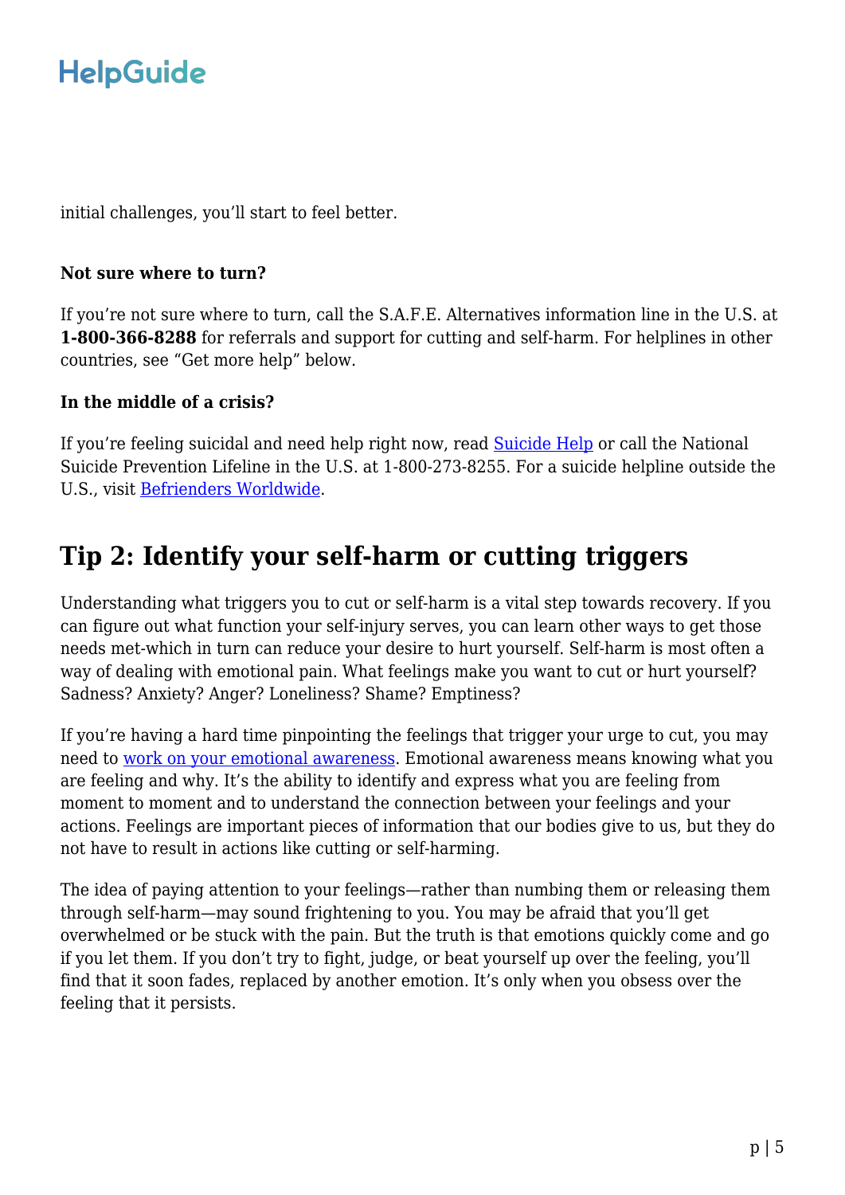initial challenges, you'll start to feel better.

**Not sure where to turn?**

If you're not sure where to turn, call the S.A.F.E. Alternatives information line in the U.S. at **1-800-366-8288** for referrals and support for cutting and self-harm. For helplines in other countries, see "Get more help" below.

**In the middle of a crisis?**

If you're feeling suicidal and need help right now, read [Suicide Help] or call the National Suicide Prevention Lifeline in the U.S. at 1-800-273-8255. For a suicide helpline outside the U.S., visit [Befrienders Worldwide].

## Tip 2: Identify your self-harm or cutting triggers

Understanding what triggers you to cut or self-harm is a vital step towards recovery. If you can figure out what function your self-injury serves, you can learn other ways to get those needs met-which in turn can reduce your desire to hurt yourself. Self-harm is most often a way of dealing with emotional pain. What feelings make you want to cut or hurt yourself? Sadness? Anxiety? Anger? Loneliness? Shame? Emptiness?

If you're having a hard time pinpointing the feelings that trigger your urge to cut, you may need to [work on your emotional awareness]. Emotional awareness means knowing what you are feeling and why. It's the ability to identify and express what you are feeling from moment to moment and to understand the connection between your feelings and your actions. Feelings are important pieces of information that our bodies give to us, but they do not have to result in actions like cutting or self-harming.

The idea of paying attention to your feelings—rather than numbing them or releasing them through self-harm—may sound frightening to you. You may be afraid that you'll get overwhelmed or be stuck with the pain. But the truth is that emotions quickly come and go if you let them. If you don't try to fight, judge, or beat yourself up over the feeling, you'll find that it soon fades, replaced by another emotion. It's only when you obsess over the feeling that it persists.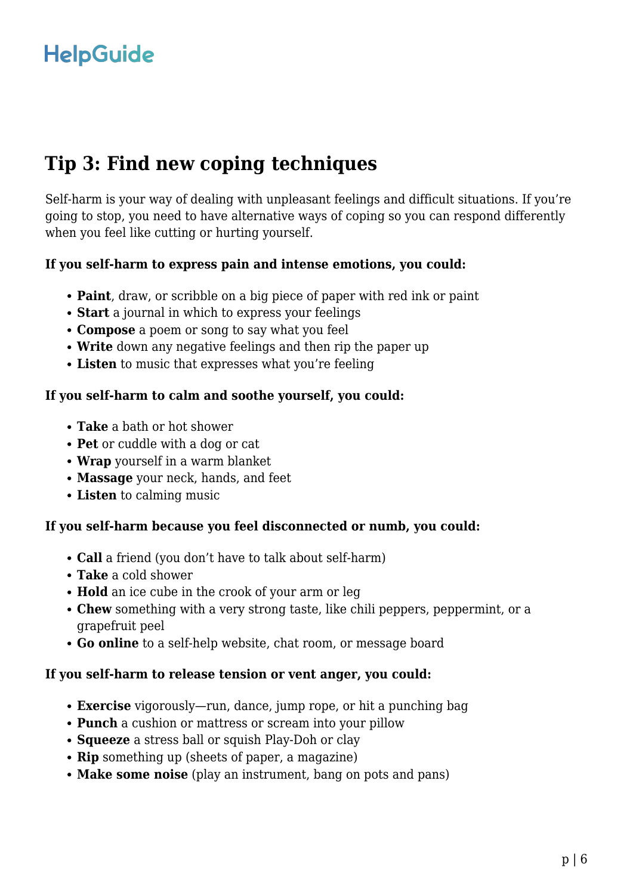## Tip 3: Find new coping techniques

Self-harm is your way of dealing with unpleasant feelings and difficult situations. If you're going to stop, you need to have alternative ways of coping so you can respond differently when you feel like cutting or hurting yourself.

**If you self-harm to express pain and intense emotions, you could:**

- **Paint**, draw, or scribble on a big piece of paper with red ink or paint
- **Start** a journal in which to express your feelings
- **Compose** a poem or song to say what you feel
- **Write** down any negative feelings and then rip the paper up
- **Listen** to music that expresses what you're feeling

**If you self-harm to calm and soothe yourself, you could:**

- **Take** a bath or hot shower
- **Pet** or cuddle with a dog or cat
- **Wrap** yourself in a warm blanket
- **Massage** your neck, hands, and feet
- **Listen** to calming music

**If you self-harm because you feel disconnected or numb, you could:**

- **Call** a friend (you don't have to talk about self-harm)
- **Take** a cold shower
- **Hold** an ice cube in the crook of your arm or leg
- **Chew** something with a very strong taste, like chili peppers, peppermint, or a grapefruit peel
- **Go online** to a self-help website, chat room, or message board

**If you self-harm to release tension or vent anger, you could:**

- **Exercise** vigorously—run, dance, jump rope, or hit a punching bag
- **Punch** a cushion or mattress or scream into your pillow
- **Squeeze** a stress ball or squish Play-Doh or clay
- **Rip** something up (sheets of paper, a magazine)
- **Make some noise** (play an instrument, bang on pots and pans)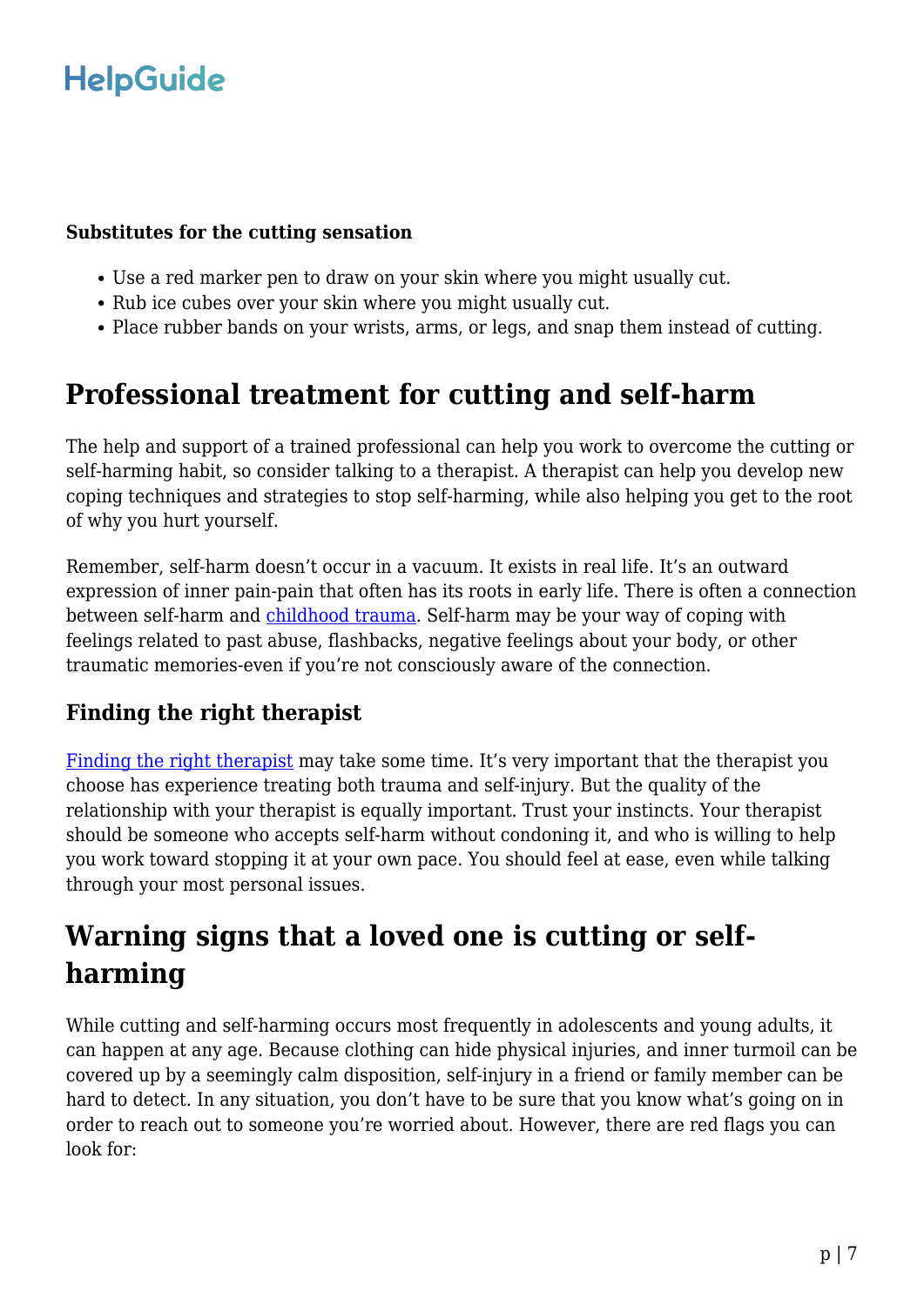**Substitutes for the cutting sensation**

- Use a red marker pen to draw on your skin where you might usually cut.
- Rub ice cubes over your skin where you might usually cut.
- Place rubber bands on your wrists, arms, or legs, and snap them instead of cutting.

## Professional treatment for cutting and self-harm

The help and support of a trained professional can help you work to overcome the cutting or self-harming habit, so consider talking to a therapist. A therapist can help you develop new coping techniques and strategies to stop self-harming, while also helping you get to the root of why you hurt yourself.

Remember, self-harm doesn't occur in a vacuum. It exists in real life. It's an outward expression of inner pain-pain that often has its roots in early life. There is often a connection between self-harm and [childhood trauma](). Self-harm may be your way of coping with feelings related to past abuse, flashbacks, negative feelings about your body, or other traumatic memories-even if you're not consciously aware of the connection.

### Finding the right therapist

[Finding the right therapist]() may take some time. It's very important that the therapist you choose has experience treating both trauma and self-injury. But the quality of the relationship with your therapist is equally important. Trust your instincts. Your therapist should be someone who accepts self-harm without condoning it, and who is willing to help you work toward stopping it at your own pace. You should feel at ease, even while talking through your most personal issues.

## Warning signs that a loved one is cutting or self-harming

While cutting and self-harming occurs most frequently in adolescents and young adults, it can happen at any age. Because clothing can hide physical injuries, and inner turmoil can be covered up by a seemingly calm disposition, self-injury in a friend or family member can be hard to detect. In any situation, you don't have to be sure that you know what's going on in order to reach out to someone you're worried about. However, there are red flags you can look for: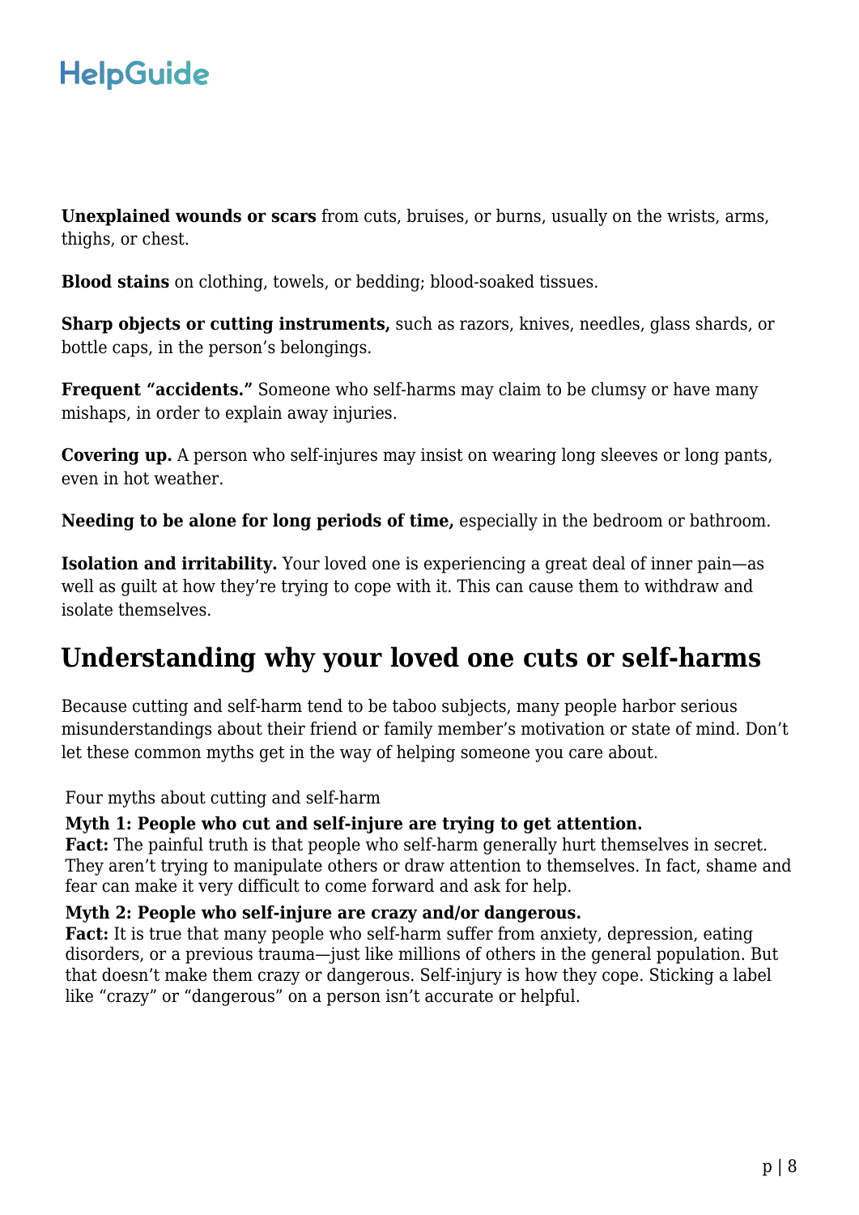**Unexplained wounds or scars** from cuts, bruises, or burns, usually on the wrists, arms, thighs, or chest.

**Blood stains** on clothing, towels, or bedding; blood-soaked tissues.

**Sharp objects or cutting instruments,** such as razors, knives, needles, glass shards, or bottle caps, in the person's belongings.

**Frequent "accidents."** Someone who self-harms may claim to be clumsy or have many mishaps, in order to explain away injuries.

**Covering up.** A person who self-injures may insist on wearing long sleeves or long pants, even in hot weather.

**Needing to be alone for long periods of time,** especially in the bedroom or bathroom.

**Isolation and irritability.** Your loved one is experiencing a great deal of inner pain—as well as guilt at how they're trying to cope with it. This can cause them to withdraw and isolate themselves.

## Understanding why your loved one cuts or self-harms

Because cutting and self-harm tend to be taboo subjects, many people harbor serious misunderstandings about their friend or family member's motivation or state of mind. Don't let these common myths get in the way of helping someone you care about.

Four myths about cutting and self-harm

**Myth 1: People who cut and self-injure are trying to get attention.**
**Fact:** The painful truth is that people who self-harm generally hurt themselves in secret. They aren't trying to manipulate others or draw attention to themselves. In fact, shame and fear can make it very difficult to come forward and ask for help.

**Myth 2: People who self-injure are crazy and/or dangerous.**
**Fact:** It is true that many people who self-harm suffer from anxiety, depression, eating disorders, or a previous trauma—just like millions of others in the general population. But that doesn't make them crazy or dangerous. Self-injury is how they cope. Sticking a label like "crazy" or "dangerous" on a person isn't accurate or helpful.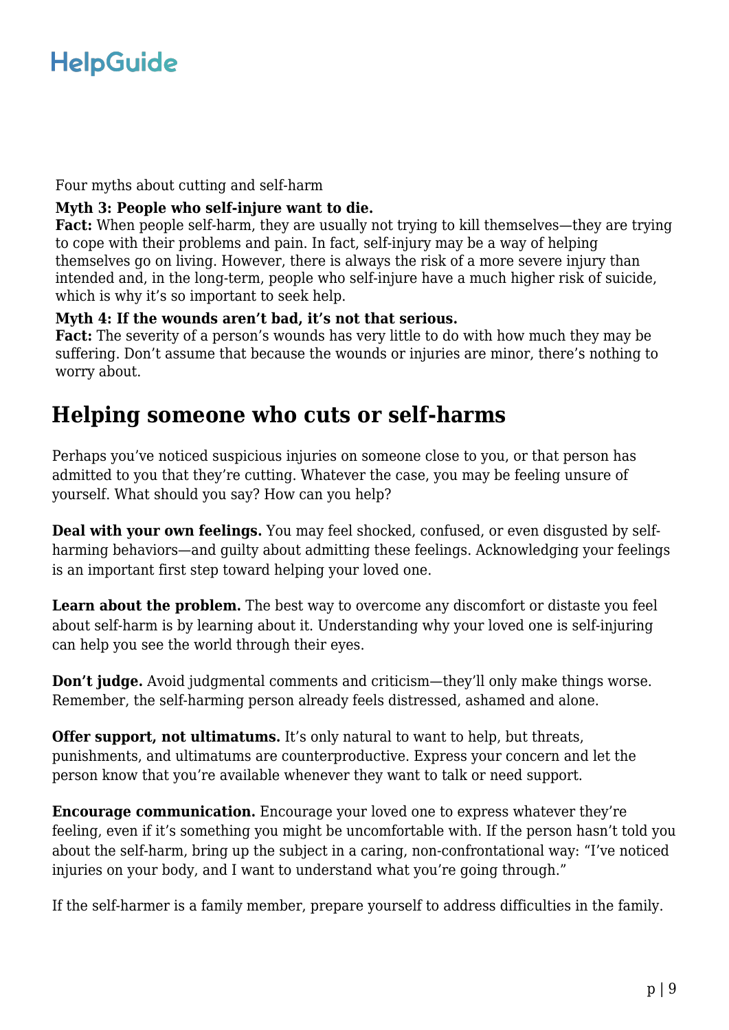Four myths about cutting and self-harm

**Myth 3: People who self-injure want to die.**
**Fact:** When people self-harm, they are usually not trying to kill themselves—they are trying to cope with their problems and pain. In fact, self-injury may be a way of helping themselves go on living. However, there is always the risk of a more severe injury than intended and, in the long-term, people who self-injure have a much higher risk of suicide, which is why it's so important to seek help.

**Myth 4: If the wounds aren't bad, it's not that serious.**
**Fact:** The severity of a person's wounds has very little to do with how much they may be suffering. Don't assume that because the wounds or injuries are minor, there's nothing to worry about.

## Helping someone who cuts or self-harms

Perhaps you've noticed suspicious injuries on someone close to you, or that person has admitted to you that they're cutting. Whatever the case, you may be feeling unsure of yourself. What should you say? How can you help?

**Deal with your own feelings.** You may feel shocked, confused, or even disgusted by self-harming behaviors—and guilty about admitting these feelings. Acknowledging your feelings is an important first step toward helping your loved one.

**Learn about the problem.** The best way to overcome any discomfort or distaste you feel about self-harm is by learning about it. Understanding why your loved one is self-injuring can help you see the world through their eyes.

**Don't judge.** Avoid judgmental comments and criticism—they'll only make things worse. Remember, the self-harming person already feels distressed, ashamed and alone.

**Offer support, not ultimatums.** It's only natural to want to help, but threats, punishments, and ultimatums are counterproductive. Express your concern and let the person know that you're available whenever they want to talk or need support.

**Encourage communication.** Encourage your loved one to express whatever they're feeling, even if it's something you might be uncomfortable with. If the person hasn't told you about the self-harm, bring up the subject in a caring, non-confrontational way: "I've noticed injuries on your body, and I want to understand what you're going through."

If the self-harmer is a family member, prepare yourself to address difficulties in the family.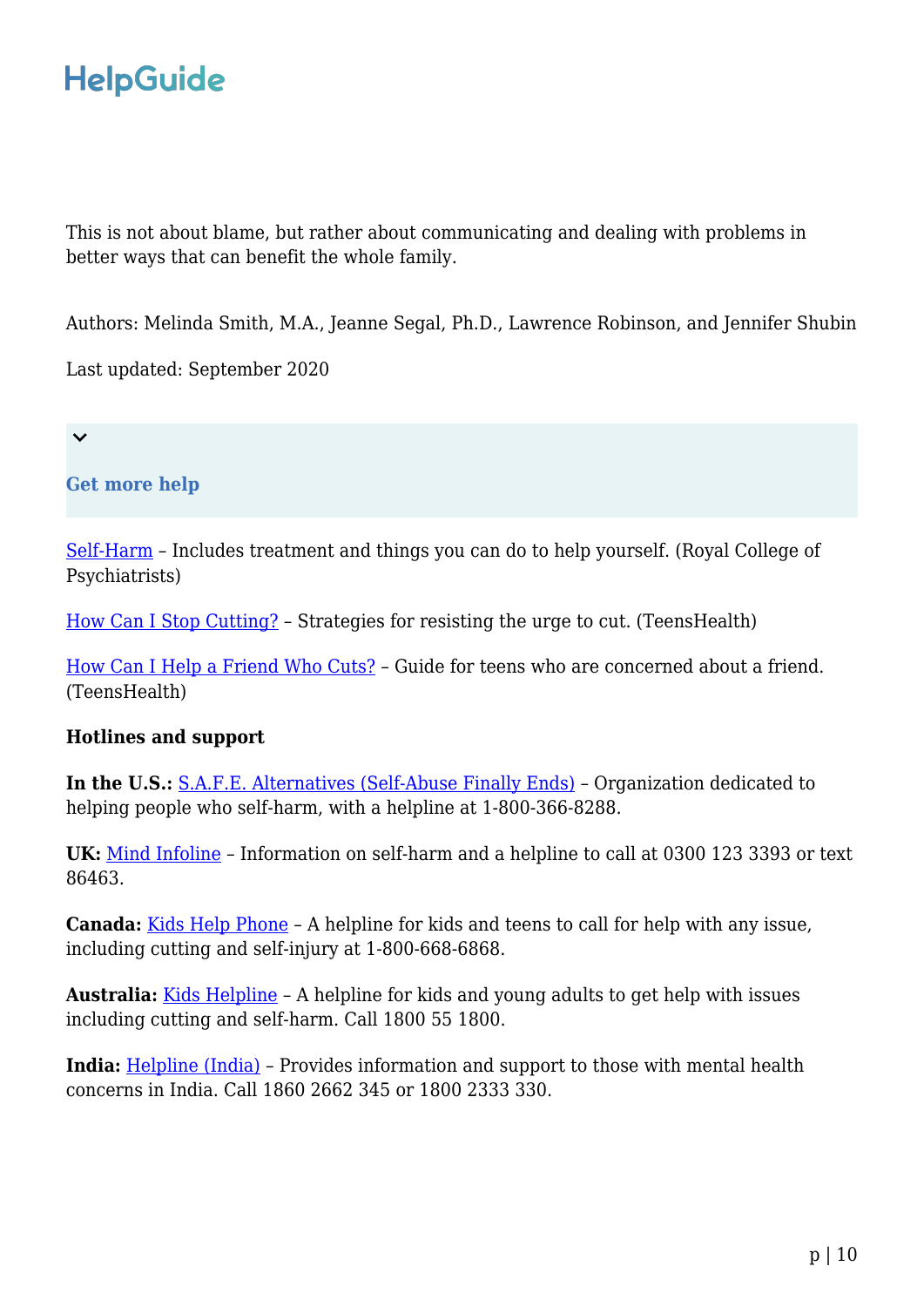This is not about blame, but rather about communicating and dealing with problems in better ways that can benefit the whole family.

Authors: Melinda Smith, M.A., Jeanne Segal, Ph.D., Lawrence Robinson, and Jennifer Shubin

Last updated: September 2020

### Get more help

Self-Harm – Includes treatment and things you can do to help yourself. (Royal College of Psychiatrists)

How Can I Stop Cutting? – Strategies for resisting the urge to cut. (TeensHealth)

How Can I Help a Friend Who Cuts? – Guide for teens who are concerned about a friend. (TeensHealth)

**Hotlines and support**

**In the U.S.:** S.A.F.E. Alternatives (Self-Abuse Finally Ends) – Organization dedicated to helping people who self-harm, with a helpline at 1-800-366-8288.

**UK:** Mind Infoline – Information on self-harm and a helpline to call at 0300 123 3393 or text 86463.

**Canada:** Kids Help Phone – A helpline for kids and teens to call for help with any issue, including cutting and self-injury at 1-800-668-6868.

**Australia:** Kids Helpline – A helpline for kids and young adults to get help with issues including cutting and self-harm. Call 1800 55 1800.

**India:** Helpline (India) – Provides information and support to those with mental health concerns in India. Call 1860 2662 345 or 1800 2333 330.